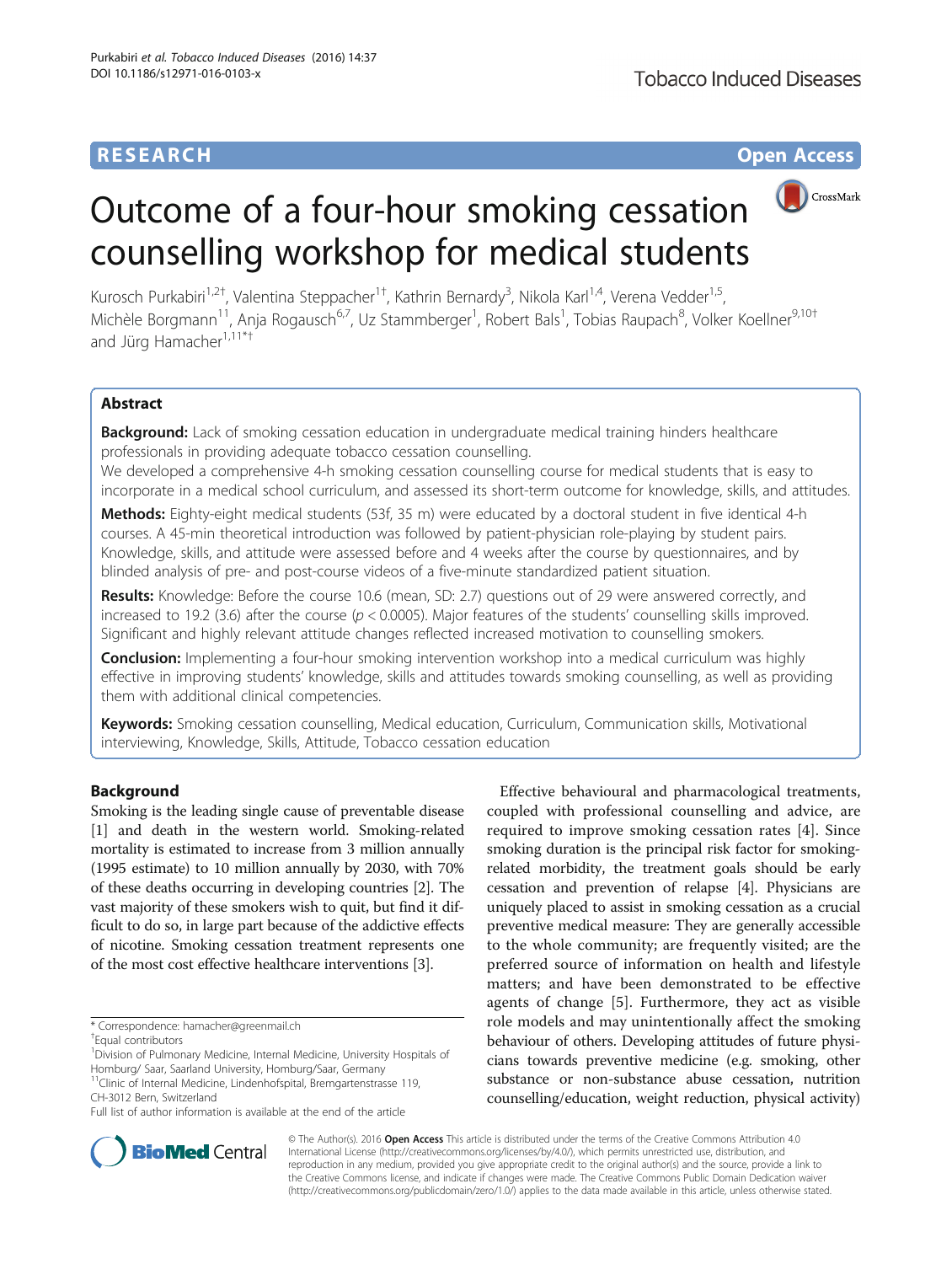RESEARCH

Open Access

# Outcome of a four-hour smoking cessation counselling workshop for medical students

Kurosch Purkabiri[1,2†], Valentina Steppacher[1†], Kathrin Bernardy[3], Nikola Karl[1,4], Verena Vedder[1,5], Michèle Borgmann[11], Anja Rogausch[6,7], Uz Stammberger[1], Robert Bals[1], Tobias Raupach[8], Volker Koellner[9,10†] and Jürg Hamacher[1,11*†]

## Abstract

**Background:** Lack of smoking cessation education in undergraduate medical training hinders healthcare professionals in providing adequate tobacco cessation counselling.

We developed a comprehensive 4-h smoking cessation counselling course for medical students that is easy to incorporate in a medical school curriculum, and assessed its short-term outcome for knowledge, skills, and attitudes.

**Methods:** Eighty-eight medical students (53f, 35 m) were educated by a doctoral student in five identical 4-h courses. A 45-min theoretical introduction was followed by patient-physician role-playing by student pairs. Knowledge, skills, and attitude were assessed before and 4 weeks after the course by questionnaires, and by blinded analysis of pre- and post-course videos of a five-minute standardized patient situation.

**Results:** Knowledge: Before the course 10.6 (mean, SD: 2.7) questions out of 29 were answered correctly, and increased to 19.2 (3.6) after the course ($p < 0.0005$). Major features of the students' counselling skills improved. Significant and highly relevant attitude changes reflected increased motivation to counselling smokers.

**Conclusion:** Implementing a four-hour smoking intervention workshop into a medical curriculum was highly effective in improving students' knowledge, skills and attitudes towards smoking counselling, as well as providing them with additional clinical competencies.

**Keywords:** Smoking cessation counselling, Medical education, Curriculum, Communication skills, Motivational interviewing, Knowledge, Skills, Attitude, Tobacco cessation education

## Background

Smoking is the leading single cause of preventable disease [1] and death in the western world. Smoking-related mortality is estimated to increase from 3 million annually (1995 estimate) to 10 million annually by 2030, with 70% of these deaths occurring in developing countries [2]. The vast majority of these smokers wish to quit, but find it difficult to do so, in large part because of the addictive effects of nicotine. Smoking cessation treatment represents one of the most cost effective healthcare interventions [3].

Effective behavioural and pharmacological treatments, coupled with professional counselling and advice, are required to improve smoking cessation rates [4]. Since smoking duration is the principal risk factor for smoking-related morbidity, the treatment goals should be early cessation and prevention of relapse [4]. Physicians are uniquely placed to assist in smoking cessation as a crucial preventive medical measure: They are generally accessible to the whole community; are frequently visited; are the preferred source of information on health and lifestyle matters; and have been demonstrated to be effective agents of change [5]. Furthermore, they act as visible role models and may unintentionally affect the smoking behaviour of others. Developing attitudes of future physicians towards preventive medicine (e.g. smoking, other substance or non-substance abuse cessation, nutrition counselling/education, weight reduction, physical activity)

\* Correspondence: hamacher@greenmail.ch
†Equal contributors
[1]Division of Pulmonary Medicine, Internal Medicine, University Hospitals of Homburg/ Saar, Saarland University, Homburg/Saar, Germany
[11]Clinic of Internal Medicine, Lindenhofspital, Bremgartenstrasse 119, CH-3012 Bern, Switzerland
Full list of author information is available at the end of the article

© The Author(s). 2016 **Open Access** This article is distributed under the terms of the Creative Commons Attribution 4.0 International License (http://creativecommons.org/licenses/by/4.0/), which permits unrestricted use, distribution, and reproduction in any medium, provided you give appropriate credit to the original author(s) and the source, provide a link to the Creative Commons license, and indicate if changes were made. The Creative Commons Public Domain Dedication waiver (http://creativecommons.org/publicdomain/zero/1.0/) applies to the data made available in this article, unless otherwise stated.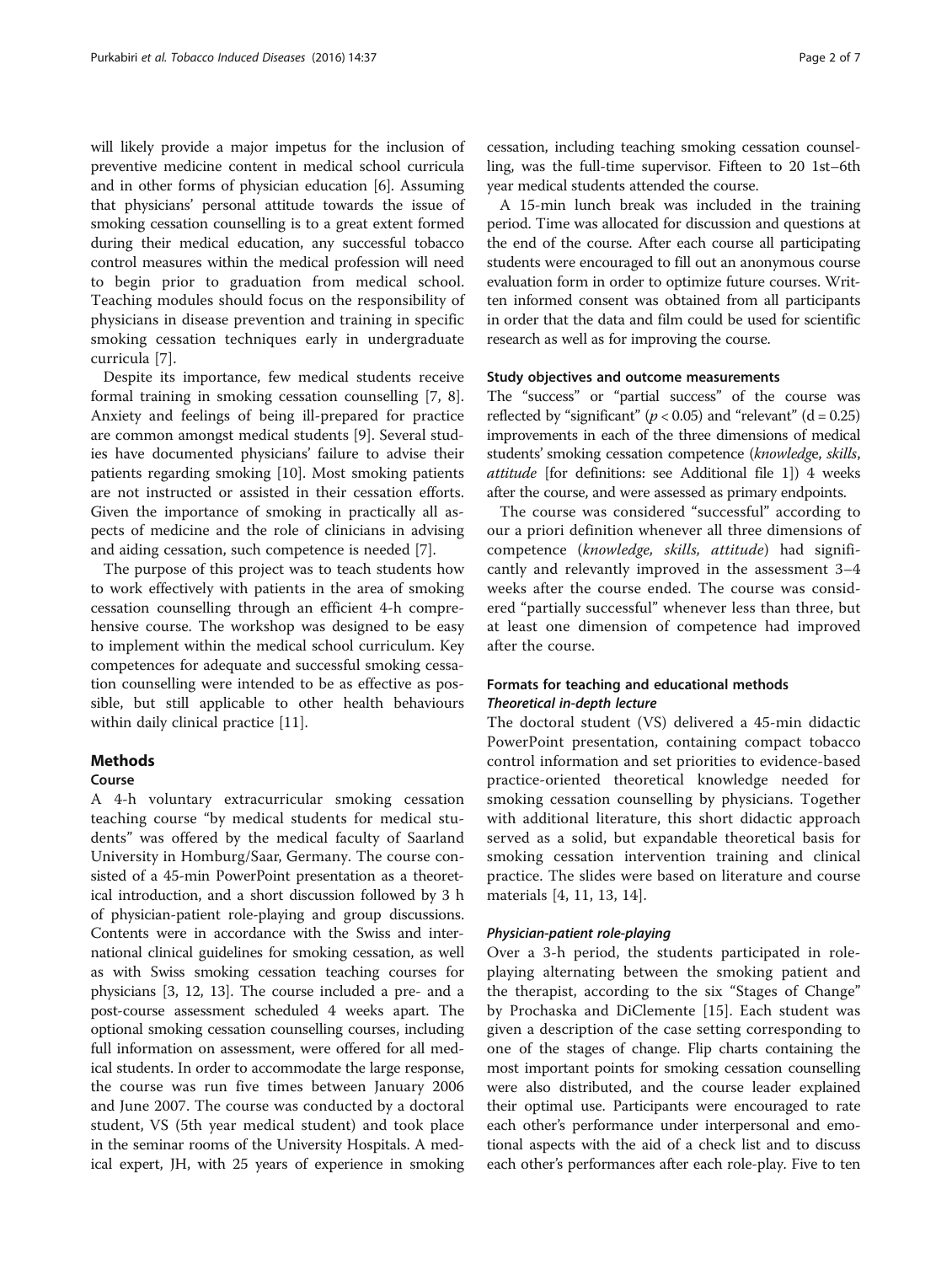will likely provide a major impetus for the inclusion of preventive medicine content in medical school curricula and in other forms of physician education [6]. Assuming that physicians' personal attitude towards the issue of smoking cessation counselling is to a great extent formed during their medical education, any successful tobacco control measures within the medical profession will need to begin prior to graduation from medical school. Teaching modules should focus on the responsibility of physicians in disease prevention and training in specific smoking cessation techniques early in undergraduate curricula [7].

Despite its importance, few medical students receive formal training in smoking cessation counselling [7, 8]. Anxiety and feelings of being ill-prepared for practice are common amongst medical students [9]. Several studies have documented physicians' failure to advise their patients regarding smoking [10]. Most smoking patients are not instructed or assisted in their cessation efforts. Given the importance of smoking in practically all aspects of medicine and the role of clinicians in advising and aiding cessation, such competence is needed [7].

The purpose of this project was to teach students how to work effectively with patients in the area of smoking cessation counselling through an efficient 4-h comprehensive course. The workshop was designed to be easy to implement within the medical school curriculum. Key competences for adequate and successful smoking cessation counselling were intended to be as effective as possible, but still applicable to other health behaviours within daily clinical practice [11].

## Methods

### Course

A 4-h voluntary extracurricular smoking cessation teaching course "by medical students for medical students" was offered by the medical faculty of Saarland University in Homburg/Saar, Germany. The course consisted of a 45-min PowerPoint presentation as a theoretical introduction, and a short discussion followed by 3 h of physician-patient role-playing and group discussions. Contents were in accordance with the Swiss and international clinical guidelines for smoking cessation, as well as with Swiss smoking cessation teaching courses for physicians [3, 12, 13]. The course included a pre- and a post-course assessment scheduled 4 weeks apart. The optional smoking cessation counselling courses, including full information on assessment, were offered for all medical students. In order to accommodate the large response, the course was run five times between January 2006 and June 2007. The course was conducted by a doctoral student, VS (5th year medical student) and took place in the seminar rooms of the University Hospitals. A medical expert, JH, with 25 years of experience in smoking cessation, including teaching smoking cessation counselling, was the full-time supervisor. Fifteen to 20 1st–6th year medical students attended the course.

A 15-min lunch break was included in the training period. Time was allocated for discussion and questions at the end of the course. After each course all participating students were encouraged to fill out an anonymous course evaluation form in order to optimize future courses. Written informed consent was obtained from all participants in order that the data and film could be used for scientific research as well as for improving the course.

### Study objectives and outcome measurements

The "success" or "partial success" of the course was reflected by "significant" ($p < 0.05$) and "relevant" ($d = 0.25$) improvements in each of the three dimensions of medical students' smoking cessation competence (*knowledge*, *skills*, *attitude* [for definitions: see Additional file 1]) 4 weeks after the course, and were assessed as primary endpoints.

The course was considered "successful" according to our a priori definition whenever all three dimensions of competence (*knowledge*, *skills*, *attitude*) had significantly and relevantly improved in the assessment 3–4 weeks after the course ended. The course was considered "partially successful" whenever less than three, but at least one dimension of competence had improved after the course.

### Formats for teaching and educational methods

#### *Theoretical in-depth lecture*

The doctoral student (VS) delivered a 45-min didactic PowerPoint presentation, containing compact tobacco control information and set priorities to evidence-based practice-oriented theoretical knowledge needed for smoking cessation counselling by physicians. Together with additional literature, this short didactic approach served as a solid, but expandable theoretical basis for smoking cessation intervention training and clinical practice. The slides were based on literature and course materials [4, 11, 13, 14].

#### *Physician-patient role-playing*

Over a 3-h period, the students participated in role-playing alternating between the smoking patient and the therapist, according to the six "Stages of Change" by Prochaska and DiClemente [15]. Each student was given a description of the case setting corresponding to one of the stages of change. Flip charts containing the most important points for smoking cessation counselling were also distributed, and the course leader explained their optimal use. Participants were encouraged to rate each other's performance under interpersonal and emotional aspects with the aid of a check list and to discuss each other's performances after each role-play. Five to ten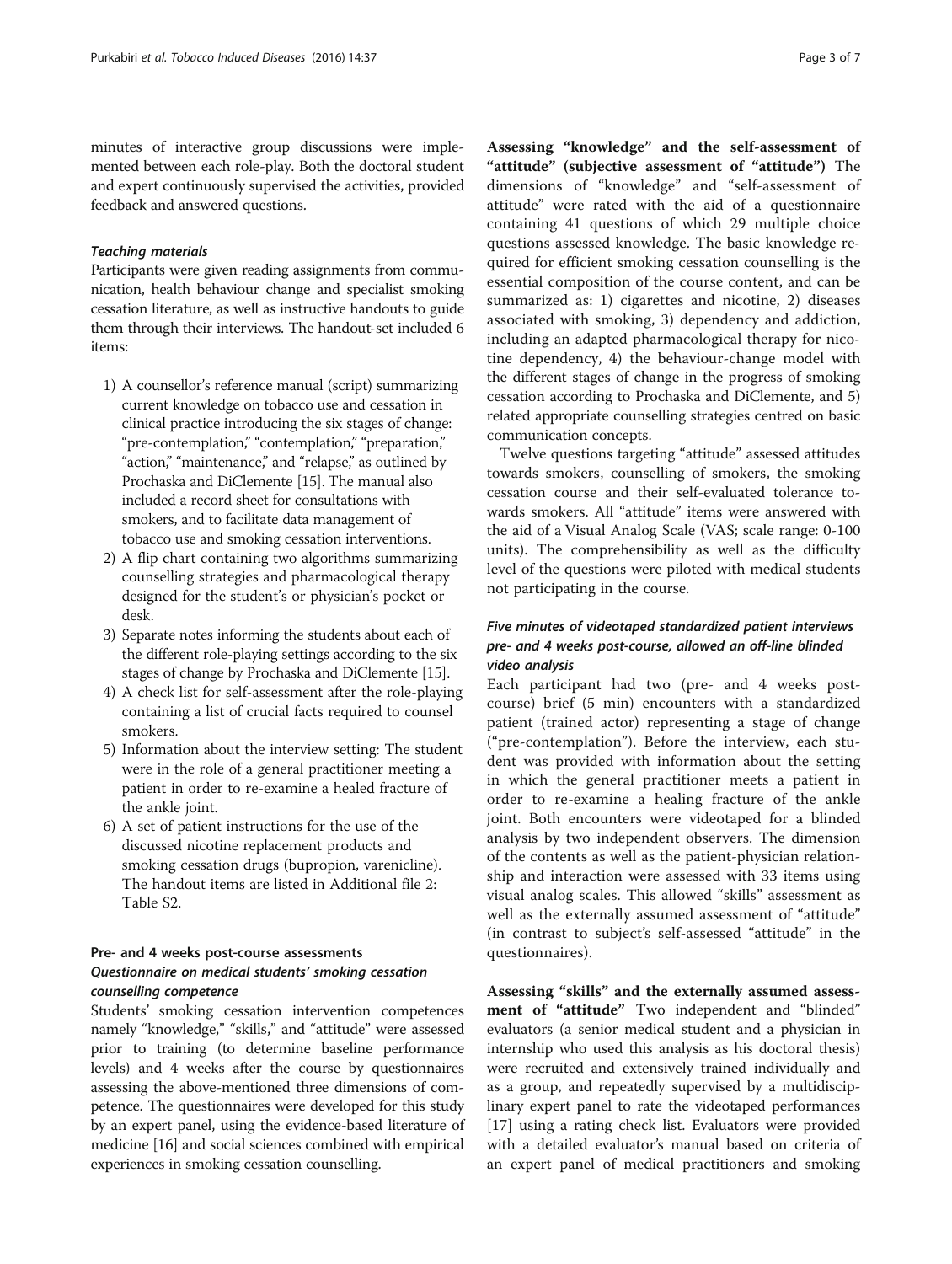minutes of interactive group discussions were implemented between each role-play. Both the doctoral student and expert continuously supervised the activities, provided feedback and answered questions.

#### *Teaching materials*

Participants were given reading assignments from communication, health behaviour change and specialist smoking cessation literature, as well as instructive handouts to guide them through their interviews. The handout-set included 6 items:

1) A counsellor's reference manual (script) summarizing current knowledge on tobacco use and cessation in clinical practice introducing the six stages of change: "pre-contemplation," "contemplation," "preparation," "action," "maintenance," and "relapse," as outlined by Prochaska and DiClemente [15]. The manual also included a record sheet for consultations with smokers, and to facilitate data management of tobacco use and smoking cessation interventions.
2) A flip chart containing two algorithms summarizing counselling strategies and pharmacological therapy designed for the student's or physician's pocket or desk.
3) Separate notes informing the students about each of the different role-playing settings according to the six stages of change by Prochaska and DiClemente [15].
4) A check list for self-assessment after the role-playing containing a list of crucial facts required to counsel smokers.
5) Information about the interview setting: The student were in the role of a general practitioner meeting a patient in order to re-examine a healed fracture of the ankle joint.
6) A set of patient instructions for the use of the discussed nicotine replacement products and smoking cessation drugs (bupropion, varenicline). The handout items are listed in Additional file 2: Table S2.

### Pre- and 4 weeks post-course assessments

#### *Questionnaire on medical students' smoking cessation counselling competence*

Students' smoking cessation intervention competences namely "knowledge," "skills," and "attitude" were assessed prior to training (to determine baseline performance levels) and 4 weeks after the course by questionnaires assessing the above-mentioned three dimensions of competence. The questionnaires were developed for this study by an expert panel, using the evidence-based literature of medicine [16] and social sciences combined with empirical experiences in smoking cessation counselling.

**Assessing "knowledge" and the self-assessment of "attitude" (subjective assessment of "attitude")** The dimensions of "knowledge" and "self-assessment of attitude" were rated with the aid of a questionnaire containing 41 questions of which 29 multiple choice questions assessed knowledge. The basic knowledge required for efficient smoking cessation counselling is the essential composition of the course content, and can be summarized as: 1) cigarettes and nicotine, 2) diseases associated with smoking, 3) dependency and addiction, including an adapted pharmacological therapy for nicotine dependency, 4) the behaviour-change model with the different stages of change in the progress of smoking cessation according to Prochaska and DiClemente, and 5) related appropriate counselling strategies centred on basic communication concepts.

Twelve questions targeting "attitude" assessed attitudes towards smokers, counselling of smokers, the smoking cessation course and their self-evaluated tolerance towards smokers. All "attitude" items were answered with the aid of a Visual Analog Scale (VAS; scale range: 0-100 units). The comprehensibility as well as the difficulty level of the questions were piloted with medical students not participating in the course.

#### *Five minutes of videotaped standardized patient interviews pre- and 4 weeks post-course, allowed an off-line blinded video analysis*

Each participant had two (pre- and 4 weeks post-course) brief (5 min) encounters with a standardized patient (trained actor) representing a stage of change ("pre-contemplation"). Before the interview, each student was provided with information about the setting in which the general practitioner meets a patient in order to re-examine a healing fracture of the ankle joint. Both encounters were videotaped for a blinded analysis by two independent observers. The dimension of the contents as well as the patient-physician relationship and interaction were assessed with 33 items using visual analog scales. This allowed "skills" assessment as well as the externally assumed assessment of "attitude" (in contrast to subject's self-assessed "attitude" in the questionnaires).

**Assessing "skills" and the externally assumed assessment of "attitude"** Two independent and "blinded" evaluators (a senior medical student and a physician in internship who used this analysis as his doctoral thesis) were recruited and extensively trained individually and as a group, and repeatedly supervised by a multidisciplinary expert panel to rate the videotaped performances [17] using a rating check list. Evaluators were provided with a detailed evaluator's manual based on criteria of an expert panel of medical practitioners and smoking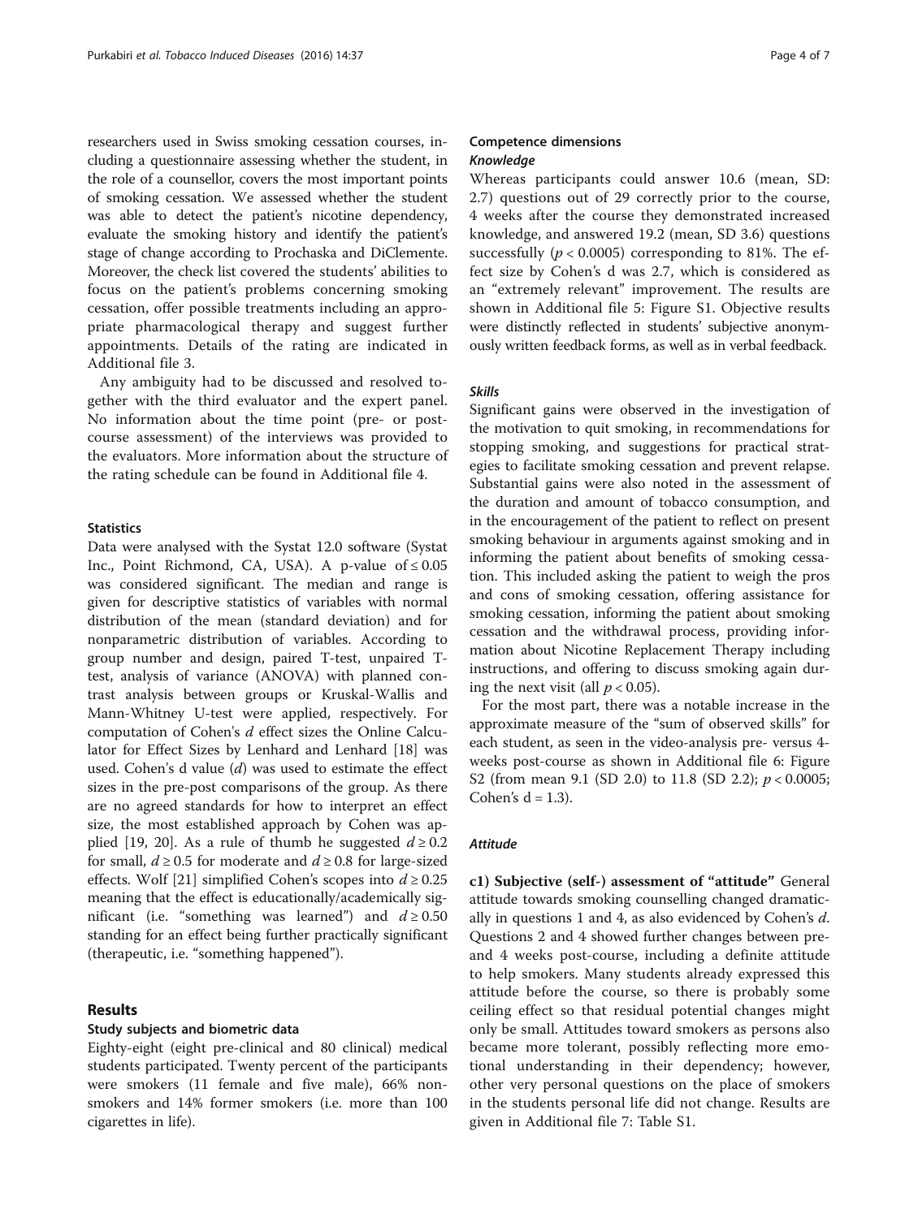researchers used in Swiss smoking cessation courses, including a questionnaire assessing whether the student, in the role of a counsellor, covers the most important points of smoking cessation. We assessed whether the student was able to detect the patient's nicotine dependency, evaluate the smoking history and identify the patient's stage of change according to Prochaska and DiClemente. Moreover, the check list covered the students' abilities to focus on the patient's problems concerning smoking cessation, offer possible treatments including an appropriate pharmacological therapy and suggest further appointments. Details of the rating are indicated in Additional file 3.

Any ambiguity had to be discussed and resolved together with the third evaluator and the expert panel. No information about the time point (pre- or post-course assessment) of the interviews was provided to the evaluators. More information about the structure of the rating schedule can be found in Additional file 4.

### Statistics

Data were analysed with the Systat 12.0 software (Systat Inc., Point Richmond, CA, USA). A p-value of $\leq 0.05$ was considered significant. The median and range is given for descriptive statistics of variables with normal distribution of the mean (standard deviation) and for nonparametric distribution of variables. According to group number and design, paired T-test, unpaired T-test, analysis of variance (ANOVA) with planned contrast analysis between groups or Kruskal-Wallis and Mann-Whitney U-test were applied, respectively. For computation of Cohen's $d$ effect sizes the Online Calculator for Effect Sizes by Lenhard and Lenhard [18] was used. Cohen's d value ($d$) was used to estimate the effect sizes in the pre-post comparisons of the group. As there are no agreed standards for how to interpret an effect size, the most established approach by Cohen was applied [19, 20]. As a rule of thumb he suggested $d \geq 0.2$ for small, $d \geq 0.5$ for moderate and $d \geq 0.8$ for large-sized effects. Wolf [21] simplified Cohen's scopes into $d \geq 0.25$ meaning that the effect is educationally/academically significant (i.e. "something was learned") and $d \geq 0.50$ standing for an effect being further practically significant (therapeutic, i.e. "something happened").

## Results

### Study subjects and biometric data

Eighty-eight (eight pre-clinical and 80 clinical) medical students participated. Twenty percent of the participants were smokers (11 female and five male), 66% non-smokers and 14% former smokers (i.e. more than 100 cigarettes in life).

### Competence dimensions

#### *Knowledge*

Whereas participants could answer 10.6 (mean, SD: 2.7) questions out of 29 correctly prior to the course, 4 weeks after the course they demonstrated increased knowledge, and answered 19.2 (mean, SD 3.6) questions successfully ($p < 0.0005$) corresponding to 81%. The effect size by Cohen's d was 2.7, which is considered as an "extremely relevant" improvement. The results are shown in Additional file 5: Figure S1. Objective results were distinctly reflected in students' subjective anonymously written feedback forms, as well as in verbal feedback.

#### *Skills*

Significant gains were observed in the investigation of the motivation to quit smoking, in recommendations for stopping smoking, and suggestions for practical strategies to facilitate smoking cessation and prevent relapse. Substantial gains were also noted in the assessment of the duration and amount of tobacco consumption, and in the encouragement of the patient to reflect on present smoking behaviour in arguments against smoking and in informing the patient about benefits of smoking cessation. This included asking the patient to weigh the pros and cons of smoking cessation, offering assistance for smoking cessation, informing the patient about smoking cessation and the withdrawal process, providing information about Nicotine Replacement Therapy including instructions, and offering to discuss smoking again during the next visit (all $p < 0.05$).

For the most part, there was a notable increase in the approximate measure of the "sum of observed skills" for each student, as seen in the video-analysis pre- versus 4-weeks post-course as shown in Additional file 6: Figure S2 (from mean 9.1 (SD 2.0) to 11.8 (SD 2.2); $p < 0.0005$; Cohen's $d = 1.3$).

#### *Attitude*

**c1) Subjective (self-) assessment of "attitude"** General attitude towards smoking counselling changed dramatically in questions 1 and 4, as also evidenced by Cohen's $d$. Questions 2 and 4 showed further changes between pre- and 4 weeks post-course, including a definite attitude to help smokers. Many students already expressed this attitude before the course, so there is probably some ceiling effect so that residual potential changes might only be small. Attitudes toward smokers as persons also became more tolerant, possibly reflecting more emotional understanding in their dependency; however, other very personal questions on the place of smokers in the students personal life did not change. Results are given in Additional file 7: Table S1.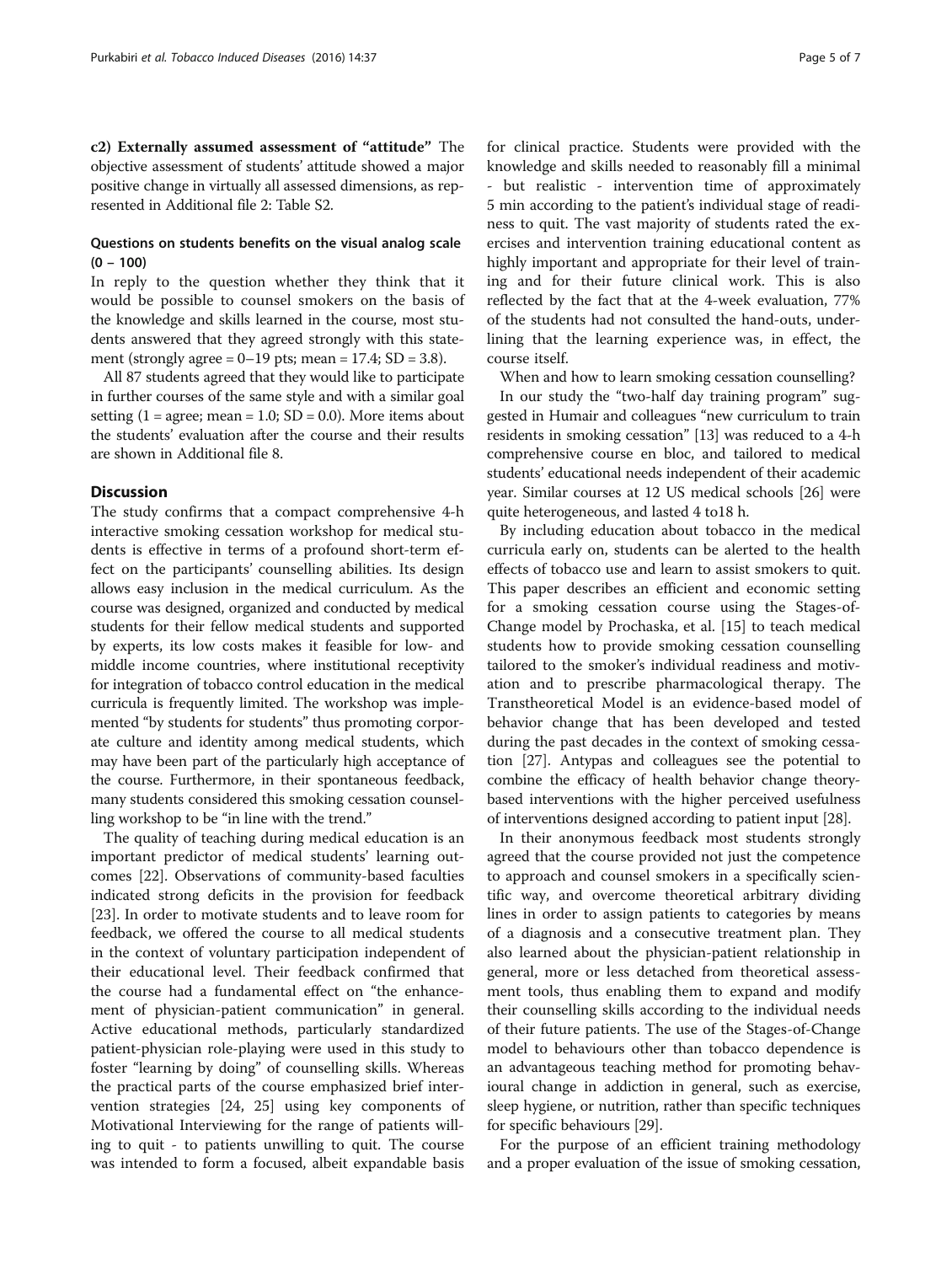**c2) Externally assumed assessment of "attitude"** The objective assessment of students' attitude showed a major positive change in virtually all assessed dimensions, as represented in Additional file 2: Table S2.

### Questions on students benefits on the visual analog scale (0 – 100)

In reply to the question whether they think that it would be possible to counsel smokers on the basis of the knowledge and skills learned in the course, most students answered that they agreed strongly with this statement (strongly agree = 0–19 pts; mean = 17.4; SD = 3.8).

All 87 students agreed that they would like to participate in further courses of the same style and with a similar goal setting (1 = agree; mean = 1.0; SD = 0.0). More items about the students' evaluation after the course and their results are shown in Additional file 8.

## Discussion

The study confirms that a compact comprehensive 4-h interactive smoking cessation workshop for medical students is effective in terms of a profound short-term effect on the participants' counselling abilities. Its design allows easy inclusion in the medical curriculum. As the course was designed, organized and conducted by medical students for their fellow medical students and supported by experts, its low costs makes it feasible for low- and middle income countries, where institutional receptivity for integration of tobacco control education in the medical curricula is frequently limited. The workshop was implemented "by students for students" thus promoting corporate culture and identity among medical students, which may have been part of the particularly high acceptance of the course. Furthermore, in their spontaneous feedback, many students considered this smoking cessation counselling workshop to be "in line with the trend."

The quality of teaching during medical education is an important predictor of medical students' learning outcomes [22]. Observations of community-based faculties indicated strong deficits in the provision for feedback [23]. In order to motivate students and to leave room for feedback, we offered the course to all medical students in the context of voluntary participation independent of their educational level. Their feedback confirmed that the course had a fundamental effect on "the enhancement of physician-patient communication" in general. Active educational methods, particularly standardized patient-physician role-playing were used in this study to foster "learning by doing" of counselling skills. Whereas the practical parts of the course emphasized brief intervention strategies [24, 25] using key components of Motivational Interviewing for the range of patients willing to quit - to patients unwilling to quit. The course was intended to form a focused, albeit expandable basis for clinical practice. Students were provided with the knowledge and skills needed to reasonably fill a minimal - but realistic - intervention time of approximately 5 min according to the patient's individual stage of readiness to quit. The vast majority of students rated the exercises and intervention training educational content as highly important and appropriate for their level of training and for their future clinical work. This is also reflected by the fact that at the 4-week evaluation, 77% of the students had not consulted the hand-outs, underlining that the learning experience was, in effect, the course itself.

When and how to learn smoking cessation counselling?

In our study the "two-half day training program" suggested in Humair and colleagues "new curriculum to train residents in smoking cessation" [13] was reduced to a 4-h comprehensive course en bloc, and tailored to medical students' educational needs independent of their academic year. Similar courses at 12 US medical schools [26] were quite heterogeneous, and lasted 4 to18 h.

By including education about tobacco in the medical curricula early on, students can be alerted to the health effects of tobacco use and learn to assist smokers to quit. This paper describes an efficient and economic setting for a smoking cessation course using the Stages-of-Change model by Prochaska, et al. [15] to teach medical students how to provide smoking cessation counselling tailored to the smoker's individual readiness and motivation and to prescribe pharmacological therapy. The Transtheoretical Model is an evidence-based model of behavior change that has been developed and tested during the past decades in the context of smoking cessation [27]. Antypas and colleagues see the potential to combine the efficacy of health behavior change theory-based interventions with the higher perceived usefulness of interventions designed according to patient input [28].

In their anonymous feedback most students strongly agreed that the course provided not just the competence to approach and counsel smokers in a specifically scientific way, and overcome theoretical arbitrary dividing lines in order to assign patients to categories by means of a diagnosis and a consecutive treatment plan. They also learned about the physician-patient relationship in general, more or less detached from theoretical assessment tools, thus enabling them to expand and modify their counselling skills according to the individual needs of their future patients. The use of the Stages-of-Change model to behaviours other than tobacco dependence is an advantageous teaching method for promoting behavioural change in addiction in general, such as exercise, sleep hygiene, or nutrition, rather than specific techniques for specific behaviours [29].

For the purpose of an efficient training methodology and a proper evaluation of the issue of smoking cessation,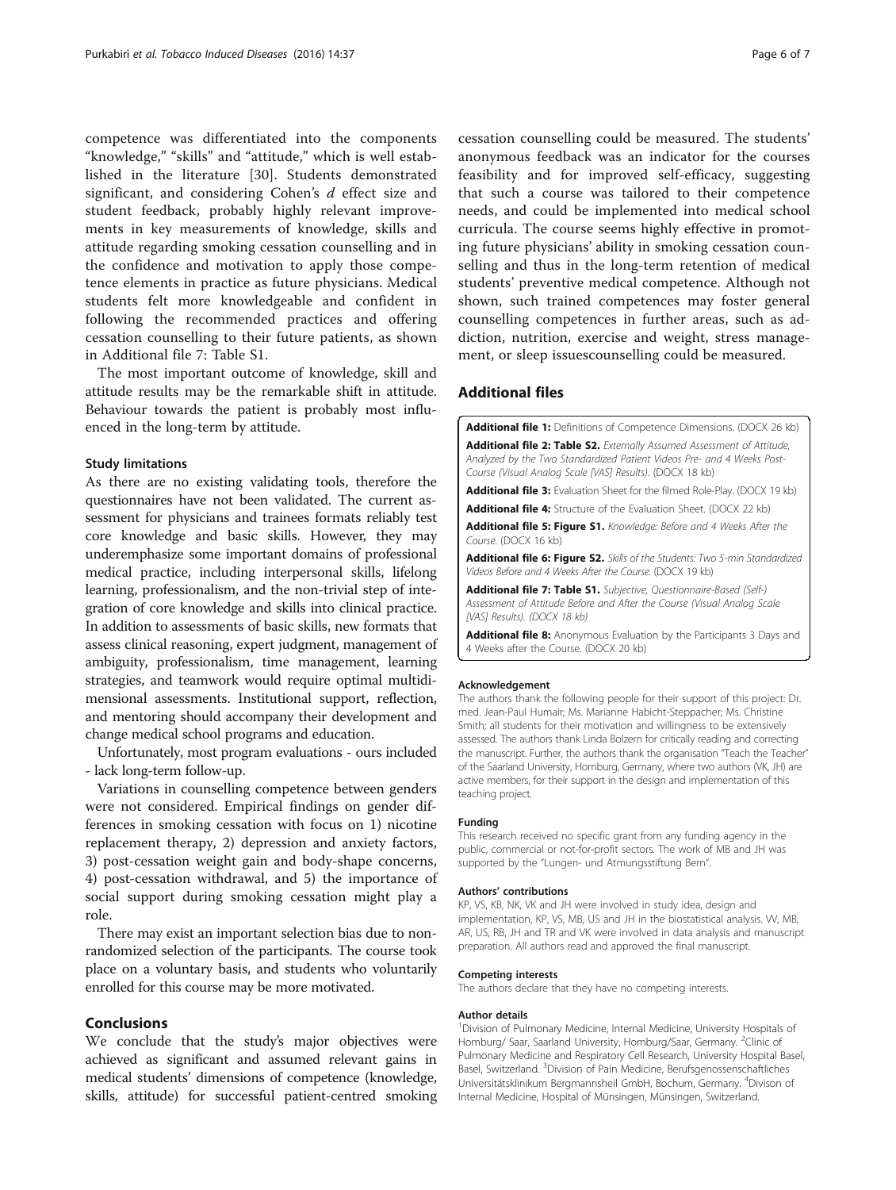competence was differentiated into the components "knowledge," "skills" and "attitude," which is well established in the literature [30]. Students demonstrated significant, and considering Cohen's *d* effect size and student feedback, probably highly relevant improvements in key measurements of knowledge, skills and attitude regarding smoking cessation counselling and in the confidence and motivation to apply those competence elements in practice as future physicians. Medical students felt more knowledgeable and confident in following the recommended practices and offering cessation counselling to their future patients, as shown in Additional file 7: Table S1.

The most important outcome of knowledge, skill and attitude results may be the remarkable shift in attitude. Behaviour towards the patient is probably most influenced in the long-term by attitude.

### Study limitations

As there are no existing validating tools, therefore the questionnaires have not been validated. The current assessment for physicians and trainees formats reliably test core knowledge and basic skills. However, they may underemphasize some important domains of professional medical practice, including interpersonal skills, lifelong learning, professionalism, and the non-trivial step of integration of core knowledge and skills into clinical practice. In addition to assessments of basic skills, new formats that assess clinical reasoning, expert judgment, management of ambiguity, professionalism, time management, learning strategies, and teamwork would require optimal multidimensional assessments. Institutional support, reflection, and mentoring should accompany their development and change medical school programs and education.

Unfortunately, most program evaluations - ours included - lack long-term follow-up.

Variations in counselling competence between genders were not considered. Empirical findings on gender differences in smoking cessation with focus on 1) nicotine replacement therapy, 2) depression and anxiety factors, 3) post-cessation weight gain and body-shape concerns, 4) post-cessation withdrawal, and 5) the importance of social support during smoking cessation might play a role.

There may exist an important selection bias due to non-randomized selection of the participants. The course took place on a voluntary basis, and students who voluntarily enrolled for this course may be more motivated.

## Conclusions

We conclude that the study's major objectives were achieved as significant and assumed relevant gains in medical students' dimensions of competence (knowledge, skills, attitude) for successful patient-centred smoking cessation counselling could be measured. The students' anonymous feedback was an indicator for the courses feasibility and for improved self-efficacy, suggesting that such a course was tailored to their competence needs, and could be implemented into medical school curricula. The course seems highly effective in promoting future physicians' ability in smoking cessation counselling and thus in the long-term retention of medical students' preventive medical competence. Although not shown, such trained competences may foster general counselling competences in further areas, such as addiction, nutrition, exercise and weight, stress management, or sleep issuescounselling could be measured.

## Additional files

**Additional file 1:** Definitions of Competence Dimensions. (DOCX 26 kb)

**Additional file 2: Table S2.** *Externally Assumed Assessment of Attitude, Analyzed by the Two Standardized Patient Videos Pre- and 4 Weeks Post-Course (Visual Analog Scale [VAS] Results).* (DOCX 18 kb)

**Additional file 3:** Evaluation Sheet for the filmed Role-Play. (DOCX 19 kb)

**Additional file 4:** Structure of the Evaluation Sheet. (DOCX 22 kb)

**Additional file 5: Figure S1.** *Knowledge: Before and 4 Weeks After the Course.* (DOCX 16 kb)

**Additional file 6: Figure S2.** *Skills of the Students: Two 5-min Standardized Videos Before and 4 Weeks After the Course.* (DOCX 19 kb)

**Additional file 7: Table S1.** *Subjective, Questionnaire-Based (Self-) Assessment of Attitude Before and After the Course (Visual Analog Scale [VAS] Results). (DOCX 18 kb)*

**Additional file 8:** Anonymous Evaluation by the Participants 3 Days and 4 Weeks after the Course. (DOCX 20 kb)

#### Acknowledgement

The authors thank the following people for their support of this project: Dr. med. Jean-Paul Humair; Ms. Marianne Habicht-Steppacher; Ms. Christine Smith; all students for their motivation and willingness to be extensively assessed. The authors thank Linda Bolzern for critically reading and correcting the manuscript. Further, the authors thank the organisation "Teach the Teacher" of the Saarland University, Homburg, Germany, where two authors (VK, JH) are active members, for their support in the design and implementation of this teaching project.

#### Funding

This research received no specific grant from any funding agency in the public, commercial or not-for-profit sectors. The work of MB and JH was supported by the "Lungen- und Atmungsstiftung Bern".

#### Authors' contributions

KP, VS, KB, NK, VK and JH were involved in study idea, design and implementation, KP, VS, MB, US and JH in the biostatistical analysis. VV, MB, AR, US, RB, JH and TR and VK were involved in data analysis and manuscript preparation. All authors read and approved the final manuscript.

#### Competing interests

The authors declare that they have no competing interests.

#### Author details

[1]Division of Pulmonary Medicine, Internal Medicine, University Hospitals of Homburg/ Saar, Saarland University, Homburg/Saar, Germany. [2]Clinic of Pulmonary Medicine and Respiratory Cell Research, University Hospital Basel, Basel, Switzerland. [3]Division of Pain Medicine, Berufsgenossenschaftliches Universitätsklinikum Bergmannsheil GmbH, Bochum, Germany. [4]Divison of Internal Medicine, Hospital of Münsingen, Münsingen, Switzerland.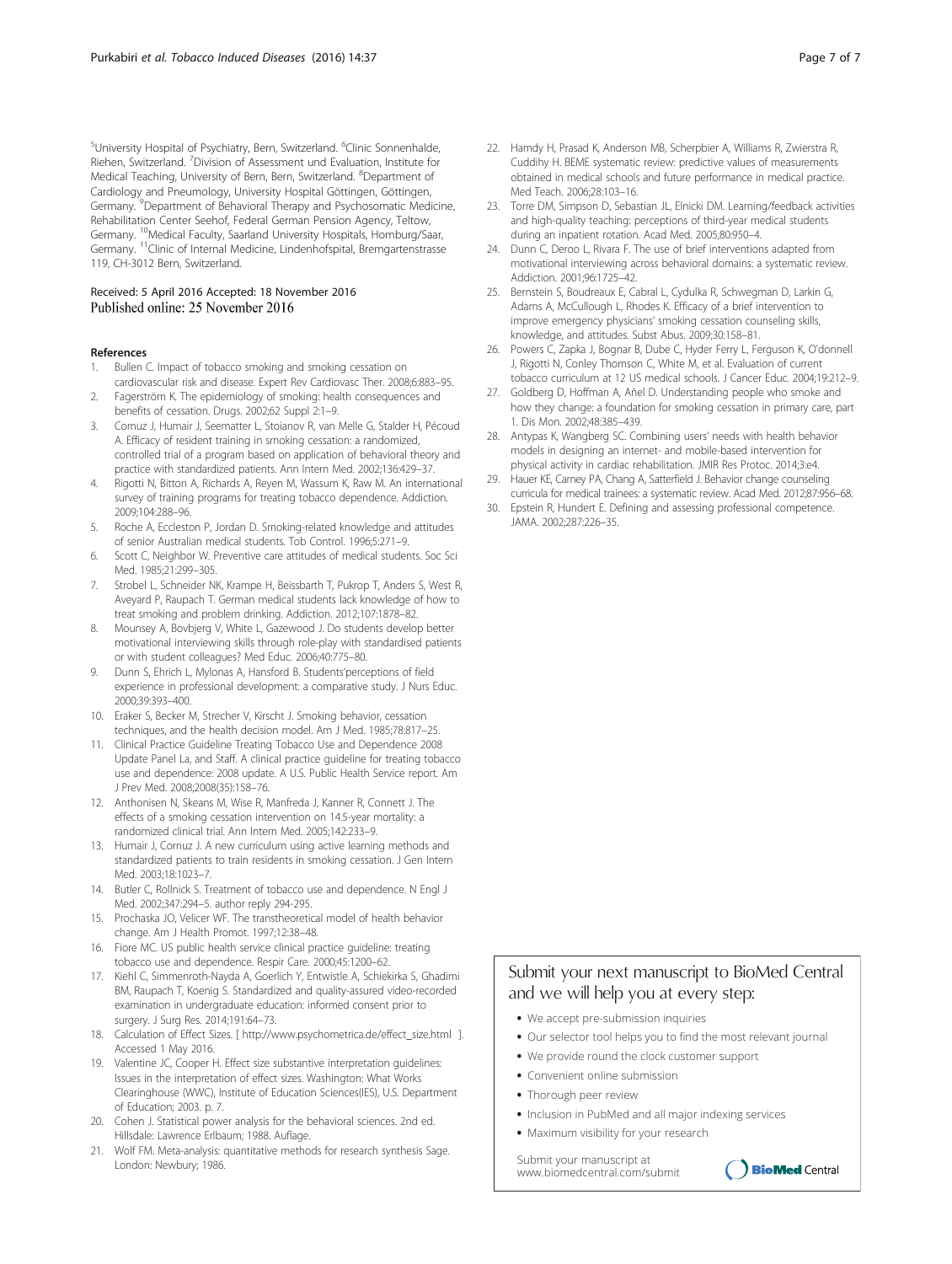[5]University Hospital of Psychiatry, Bern, Switzerland. [6]Clinic Sonnenhalde, Riehen, Switzerland. [7]Division of Assessment und Evaluation, Institute for Medical Teaching, University of Bern, Bern, Switzerland. [8]Department of Cardiology and Pneumology, University Hospital Göttingen, Göttingen, Germany. [9]Department of Behavioral Therapy and Psychosomatic Medicine, Rehabilitation Center Seehof, Federal German Pension Agency, Teltow, Germany. [10]Medical Faculty, Saarland University Hospitals, Homburg/Saar, Germany. [11]Clinic of Internal Medicine, Lindenhofspital, Bremgartenstrasse 119, CH-3012 Bern, Switzerland.

Received: 5 April 2016 Accepted: 18 November 2016
Published online: 25 November 2016

## References

1. Bullen C. Impact of tobacco smoking and smoking cessation on cardiovascular risk and disease. Expert Rev Cardiovasc Ther. 2008;6:883–95.
2. Fagerström K. The epidemiology of smoking: health consequences and benefits of cessation. Drugs. 2002;62 Suppl 2:1–9.
3. Cornuz J, Humair J, Seematter L, Stoianov R, van Melle G, Stalder H, Pécoud A. Efficacy of resident training in smoking cessation: a randomized, controlled trial of a program based on application of behavioral theory and practice with standardized patients. Ann Intern Med. 2002;136:429–37.
4. Rigotti N, Bitton A, Richards A, Reyen M, Wassum K, Raw M. An international survey of training programs for treating tobacco dependence. Addiction. 2009;104:288–96.
5. Roche A, Eccleston P, Jordan D. Smoking-related knowledge and attitudes of senior Australian medical students. Tob Control. 1996;5:271–9.
6. Scott C, Neighbor W. Preventive care attitudes of medical students. Soc Sci Med. 1985;21:299–305.
7. Strobel L, Schneider NK, Krampe H, Beissbarth T, Pukrop T, Anders S, West R, Aveyard P, Raupach T. German medical students lack knowledge of how to treat smoking and problem drinking. Addiction. 2012;107:1878–82.
8. Mounsey A, Bovbjerg V, White L, Gazewood J. Do students develop better motivational interviewing skills through role-play with standardised patients or with student colleagues? Med Educ. 2006;40:775–80.
9. Dunn S, Ehrich L, Mylonas A, Hansford B. Students'perceptions of field experience in professional development: a comparative study. J Nurs Educ. 2000;39:393–400.
10. Eraker S, Becker M, Strecher V, Kirscht J. Smoking behavior, cessation techniques, and the health decision model. Am J Med. 1985;78:817–25.
11. Clinical Practice Guideline Treating Tobacco Use and Dependence 2008 Update Panel La, and Staff. A clinical practice guideline for treating tobacco use and dependence: 2008 update. A U.S. Public Health Service report. Am J Prev Med. 2008;2008(35):158–76.
12. Anthonisen N, Skeans M, Wise R, Manfreda J, Kanner R, Connett J. The effects of a smoking cessation intervention on 14.5-year mortality: a randomized clinical trial. Ann Intern Med. 2005;142:233–9.
13. Humair J, Cornuz J. A new curriculum using active learning methods and standardized patients to train residents in smoking cessation. J Gen Intern Med. 2003;18:1023–7.
14. Butler C, Rollnick S. Treatment of tobacco use and dependence. N Engl J Med. 2002;347:294–5. author reply 294-295.
15. Prochaska JO, Velicer WF. The transtheoretical model of health behavior change. Am J Health Promot. 1997;12:38–48.
16. Fiore MC. US public health service clinical practice guideline: treating tobacco use and dependence. Respir Care. 2000;45:1200–62.
17. Kiehl C, Simmenroth-Nayda A, Goerlich Y, Entwistle A, Schiekirka S, Ghadimi BM, Raupach T, Koenig S. Standardized and quality-assured video-recorded examination in undergraduate education: informed consent prior to surgery. J Surg Res. 2014;191:64–73.
18. Calculation of Effect Sizes. [ http://www.psychometrica.de/effect_size.html ]. Accessed 1 May 2016.
19. Valentine JC, Cooper H. Effect size substantive interpretation guidelines: Issues in the interpretation of effect sizes. Washington: What Works Clearinghouse (WWC), Institute of Education Sciences(IES), U.S. Department of Education; 2003. p. 7.
20. Cohen J. Statistical power analysis for the behavioral sciences. 2nd ed. Hillsdale: Lawrence Erlbaum; 1988. Auflage.
21. Wolf FM. Meta-analysis: quantitative methods for research synthesis Sage. London: Newbury; 1986.
22. Hamdy H, Prasad K, Anderson MB, Scherpbier A, Williams R, Zwierstra R, Cuddihy H. BEME systematic review: predictive values of measurements obtained in medical schools and future performance in medical practice. Med Teach. 2006;28:103–16.
23. Torre DM, Simpson D, Sebastian JL, Elnicki DM. Learning/feedback activities and high-quality teaching: perceptions of third-year medical students during an inpatient rotation. Acad Med. 2005;80:950–4.
24. Dunn C, Deroo L, Rivara F. The use of brief interventions adapted from motivational interviewing across behavioral domains: a systematic review. Addiction. 2001;96:1725–42.
25. Bernstein S, Boudreaux E, Cabral L, Cydulka R, Schwegman D, Larkin G, Adams A, McCullough L, Rhodes K. Efficacy of a brief intervention to improve emergency physicians' smoking cessation counseling skills, knowledge, and attitudes. Subst Abus. 2009;30:158–81.
26. Powers C, Zapka J, Bognar B, Dube C, Hyder Ferry L, Ferguson K, O'donnell J, Rigotti N, Conley Thomson C, White M, et al. Evaluation of current tobacco curriculum at 12 US medical schools. J Cancer Educ. 2004;19:212–9.
27. Goldberg D, Hoffman A, Añel D. Understanding people who smoke and how they change: a foundation for smoking cessation in primary care, part 1. Dis Mon. 2002;48:385–439.
28. Antypas K, Wangberg SC. Combining users' needs with health behavior models in designing an internet- and mobile-based intervention for physical activity in cardiac rehabilitation. JMIR Res Protoc. 2014;3:e4.
29. Hauer KE, Carney PA, Chang A, Satterfield J. Behavior change counseling curricula for medical trainees: a systematic review. Acad Med. 2012;87:956–68.
30. Epstein R, Hundert E. Defining and assessing professional competence. JAMA. 2002;287:226–35.

Submit your next manuscript to BioMed Central and we will help you at every step:

- We accept pre-submission inquiries
- Our selector tool helps you to find the most relevant journal
- We provide round the clock customer support
- Convenient online submission
- Thorough peer review
- Inclusion in PubMed and all major indexing services
- Maximum visibility for your research

Submit your manuscript at www.biomedcentral.com/submit

BioMed Central